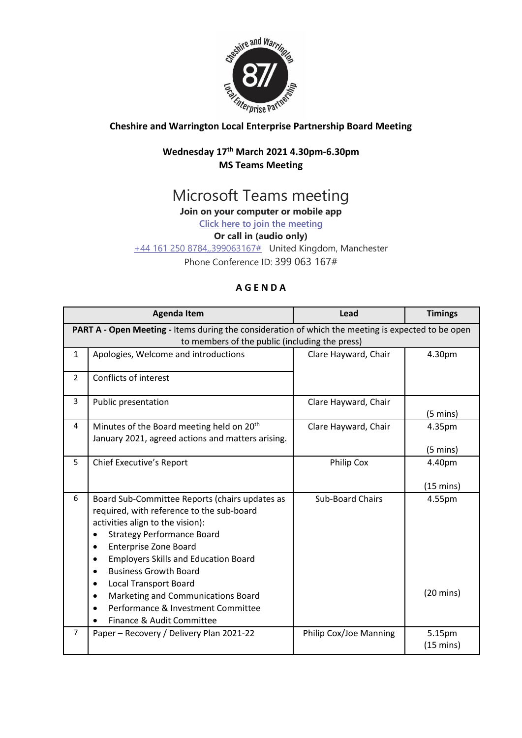**Cheshire and Warrington Local Enterprise Partnership Board Meeting**

**Wednesday 17th March 2021 4.30pm-6.30pm**
**MS Teams Meeting**

# Microsoft Teams meeting

**Join on your computer or mobile app**

Click here to join the meeting

**Or call in (audio only)**

+44 161 250 8784,,399063167# United Kingdom, Manchester

Phone Conference ID: 399 063 167#

## A G E N D A

| | Agenda Item | Lead | Timings |
|---|---|---|---|
| **PART A - Open Meeting -** Items during the consideration of which the meeting is expected to be open to members of the public (including the press) | | | |
| 1 | Apologies, Welcome and introductions | Clare Hayward, Chair | 4.30pm |
| 2 | Conflicts of interest | | |
| 3 | Public presentation | Clare Hayward, Chair | (5 mins) |
| 4 | Minutes of the Board meeting held on 20th January 2021, agreed actions and matters arising. | Clare Hayward, Chair | 4.35pm<br><br>(5 mins) |
| 5 | Chief Executive's Report | Philip Cox | 4.40pm<br><br>(15 mins) |
| 6 | Board Sub-Committee Reports (chairs updates as required, with reference to the sub-board activities align to the vision):<br>• Strategy Performance Board<br>• Enterprise Zone Board<br>• Employers Skills and Education Board<br>• Business Growth Board<br>• Local Transport Board<br>• Marketing and Communications Board<br>• Performance & Investment Committee<br>• Finance & Audit Committee | Sub-Board Chairs | 4.55pm<br><br>(20 mins) |
| 7 | Paper – Recovery / Delivery Plan 2021-22 | Philip Cox/Joe Manning | 5.15pm<br>(15 mins) |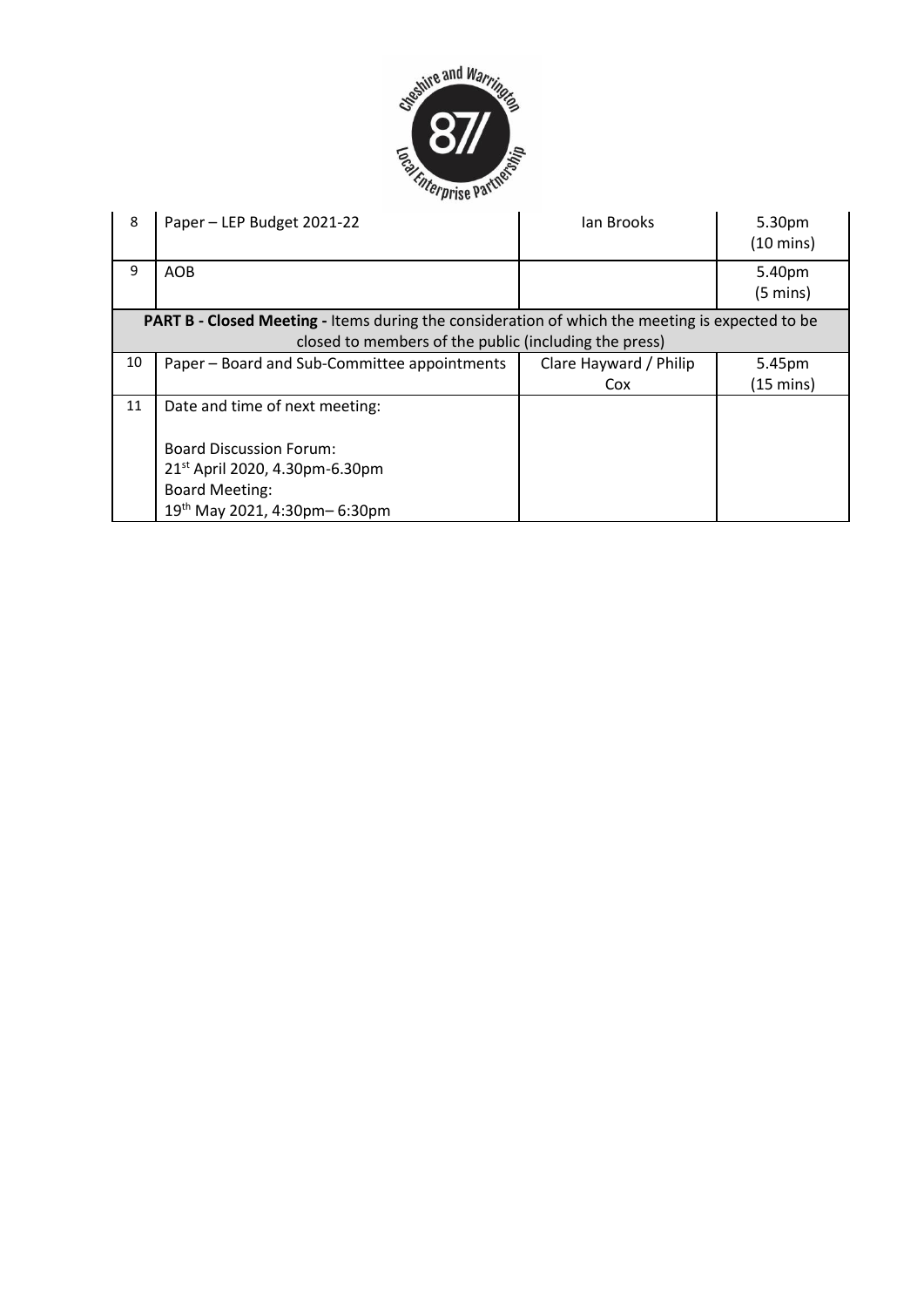| | | | |
|---|---|---|---|
| 8 | Paper – LEP Budget 2021-22 | Ian Brooks | 5.30pm (10 mins) |
| 9 | AOB | | 5.40pm (5 mins) |
| **PART B - Closed Meeting -** Items during the consideration of which the meeting is expected to be closed to members of the public (including the press) | | | |
| 10 | Paper – Board and Sub-Committee appointments | Clare Hayward / Philip Cox | 5.45pm (15 mins) |
| 11 | Date and time of next meeting:<br><br>Board Discussion Forum:<br>21st April 2020, 4.30pm-6.30pm<br>Board Meeting:<br>19th May 2021, 4:30pm– 6:30pm | | |